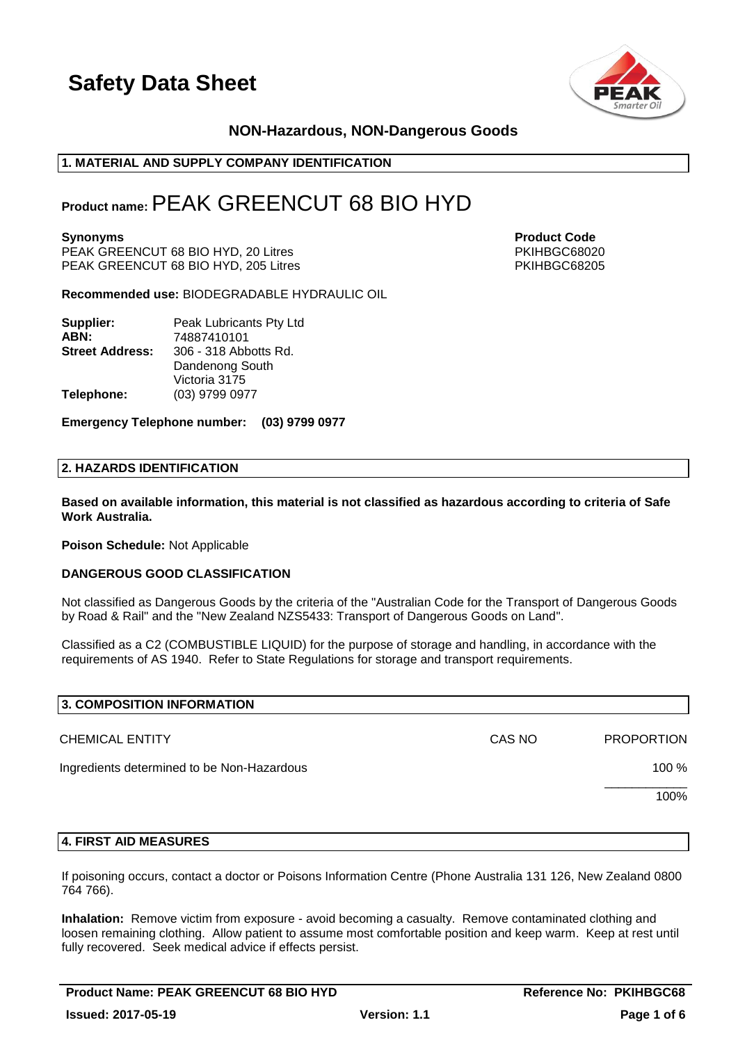# Safety Data Sheet

**NON-Hazardous, NON-Dangerous Goods**

## 1. MATERIAL AND SUPPLY COMPANY IDENTIFICATION

**Product name:** PEAK GREENCUT 68 BIO HYD

| **Synonyms** | **Product Code** |
|---|---|
| PEAK GREENCUT 68 BIO HYD, 20 Litres | PKIHBGC68020 |
| PEAK GREENCUT 68 BIO HYD, 205 Litres | PKIHBGC68205 |

**Recommended use:** BIODEGRADABLE HYDRAULIC OIL

**Supplier:** Peak Lubricants Pty Ltd
**ABN:** 74887410101
**Street Address:** 306 - 318 Abbotts Rd.
Dandenong South
Victoria 3175
**Telephone:** (03) 9799 0977

**Emergency Telephone number: (03) 9799 0977**

## 2. HAZARDS IDENTIFICATION

**Based on available information, this material is not classified as hazardous according to criteria of Safe Work Australia.**

**Poison Schedule:** Not Applicable

**DANGEROUS GOOD CLASSIFICATION**

Not classified as Dangerous Goods by the criteria of the "Australian Code for the Transport of Dangerous Goods by Road & Rail" and the "New Zealand NZS5433: Transport of Dangerous Goods on Land".

Classified as a C2 (COMBUSTIBLE LIQUID) for the purpose of storage and handling, in accordance with the requirements of AS 1940. Refer to State Regulations for storage and transport requirements.

## 3. COMPOSITION INFORMATION

| CHEMICAL ENTITY | CAS NO | PROPORTION |
|---|---|---|
| Ingredients determined to be Non-Hazardous | | 100 % |
| | | 100% |

## 4. FIRST AID MEASURES

If poisoning occurs, contact a doctor or Poisons Information Centre (Phone Australia 131 126, New Zealand 0800 764 766).

**Inhalation:** Remove victim from exposure - avoid becoming a casualty. Remove contaminated clothing and loosen remaining clothing. Allow patient to assume most comfortable position and keep warm. Keep at rest until fully recovered. Seek medical advice if effects persist.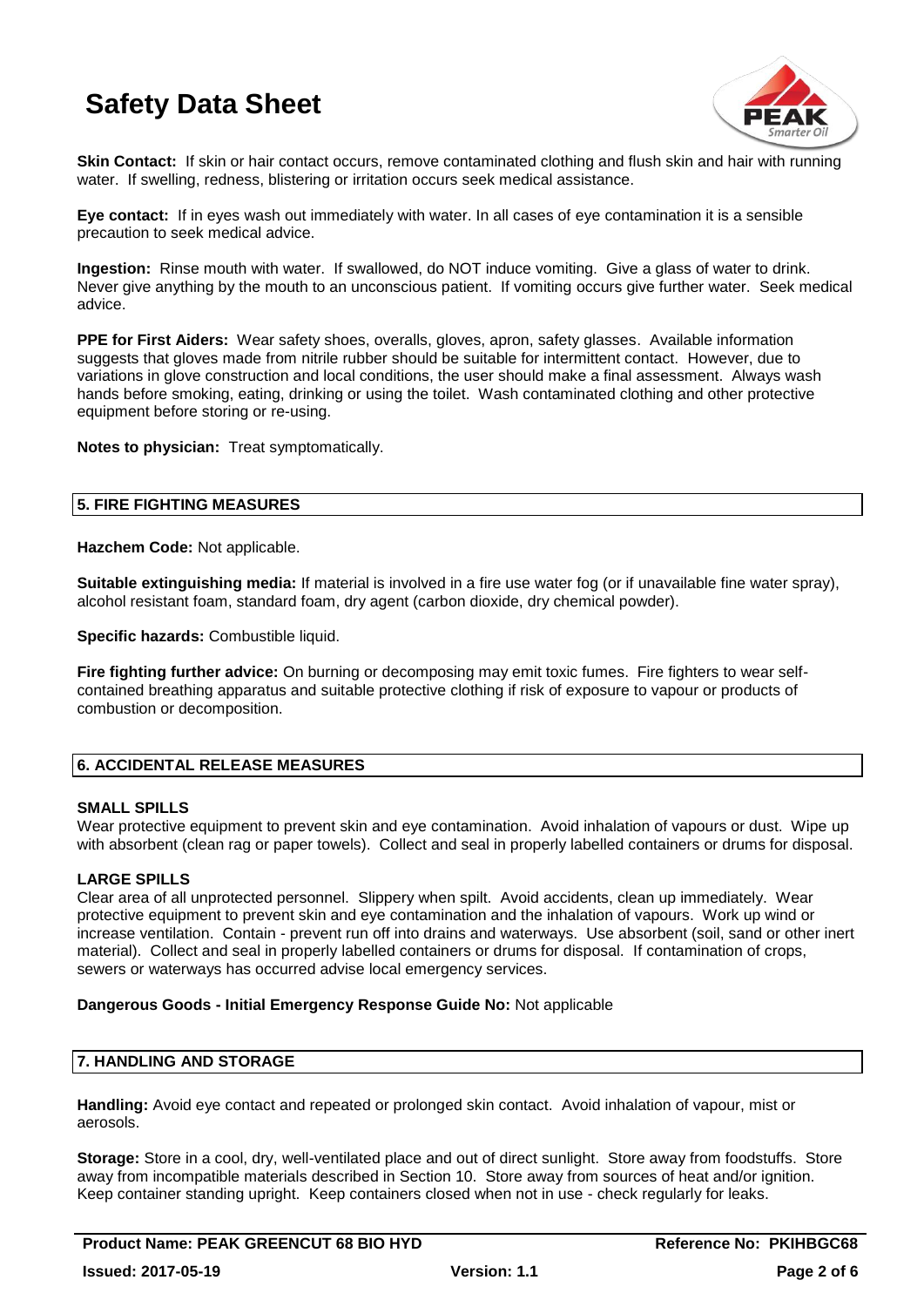**Skin Contact:** If skin or hair contact occurs, remove contaminated clothing and flush skin and hair with running water. If swelling, redness, blistering or irritation occurs seek medical assistance.

**Eye contact:** If in eyes wash out immediately with water. In all cases of eye contamination it is a sensible precaution to seek medical advice.

**Ingestion:** Rinse mouth with water. If swallowed, do NOT induce vomiting. Give a glass of water to drink. Never give anything by the mouth to an unconscious patient. If vomiting occurs give further water. Seek medical advice.

**PPE for First Aiders:** Wear safety shoes, overalls, gloves, apron, safety glasses. Available information suggests that gloves made from nitrile rubber should be suitable for intermittent contact. However, due to variations in glove construction and local conditions, the user should make a final assessment. Always wash hands before smoking, eating, drinking or using the toilet. Wash contaminated clothing and other protective equipment before storing or re-using.

**Notes to physician:** Treat symptomatically.

## 5. FIRE FIGHTING MEASURES

**Hazchem Code:** Not applicable.

**Suitable extinguishing media:** If material is involved in a fire use water fog (or if unavailable fine water spray), alcohol resistant foam, standard foam, dry agent (carbon dioxide, dry chemical powder).

**Specific hazards:** Combustible liquid.

**Fire fighting further advice:** On burning or decomposing may emit toxic fumes. Fire fighters to wear self-contained breathing apparatus and suitable protective clothing if risk of exposure to vapour or products of combustion or decomposition.

## 6. ACCIDENTAL RELEASE MEASURES

### SMALL SPILLS

Wear protective equipment to prevent skin and eye contamination. Avoid inhalation of vapours or dust. Wipe up with absorbent (clean rag or paper towels). Collect and seal in properly labelled containers or drums for disposal.

### LARGE SPILLS

Clear area of all unprotected personnel. Slippery when spilt. Avoid accidents, clean up immediately. Wear protective equipment to prevent skin and eye contamination and the inhalation of vapours. Work up wind or increase ventilation. Contain - prevent run off into drains and waterways. Use absorbent (soil, sand or other inert material). Collect and seal in properly labelled containers or drums for disposal. If contamination of crops, sewers or waterways has occurred advise local emergency services.

**Dangerous Goods - Initial Emergency Response Guide No:** Not applicable

## 7. HANDLING AND STORAGE

**Handling:** Avoid eye contact and repeated or prolonged skin contact. Avoid inhalation of vapour, mist or aerosols.

**Storage:** Store in a cool, dry, well-ventilated place and out of direct sunlight. Store away from foodstuffs. Store away from incompatible materials described in Section 10. Store away from sources of heat and/or ignition. Keep container standing upright. Keep containers closed when not in use - check regularly for leaks.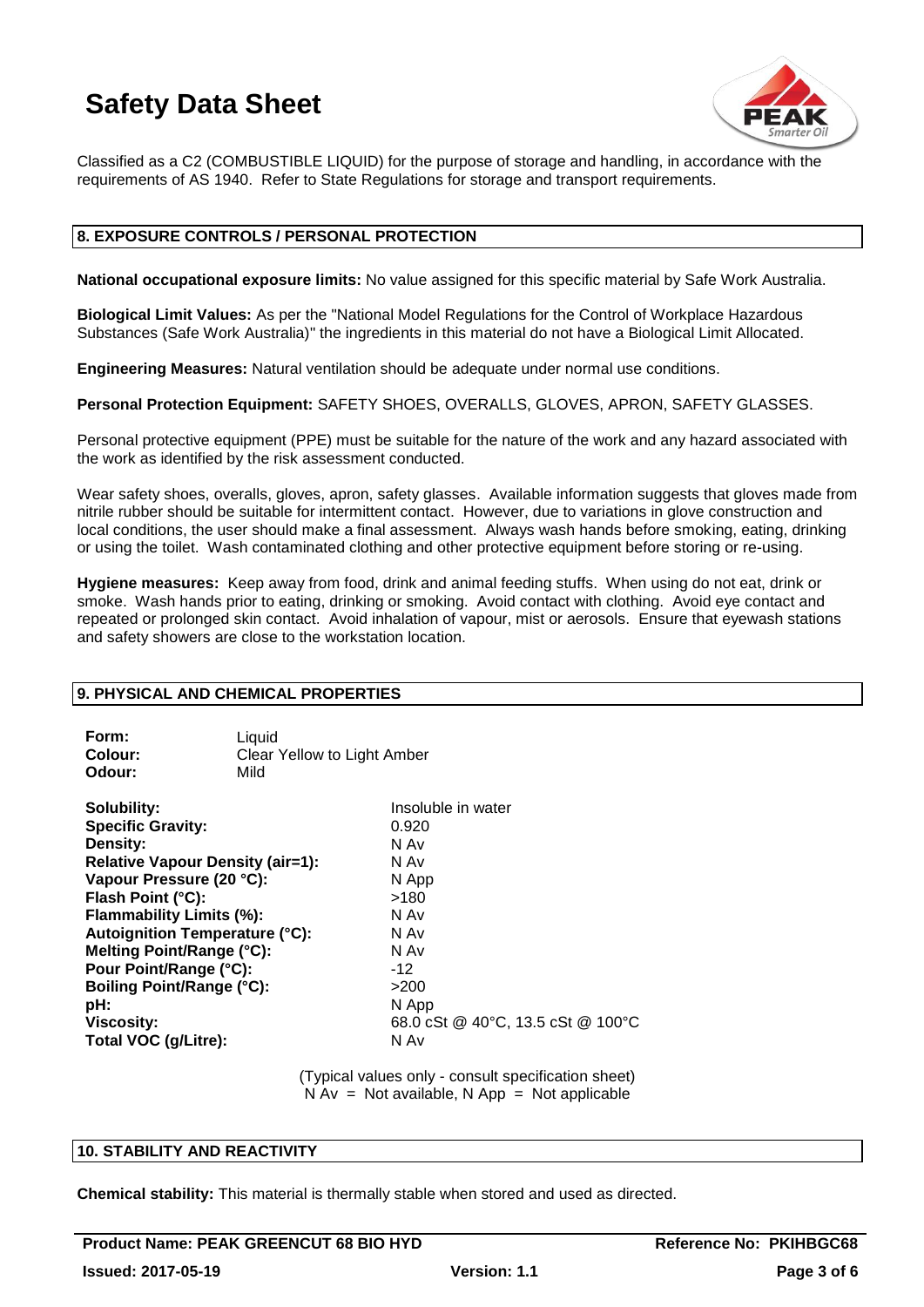Classified as a C2 (COMBUSTIBLE LIQUID) for the purpose of storage and handling, in accordance with the requirements of AS 1940. Refer to State Regulations for storage and transport requirements.

## 8. EXPOSURE CONTROLS / PERSONAL PROTECTION

**National occupational exposure limits:** No value assigned for this specific material by Safe Work Australia.

**Biological Limit Values:** As per the "National Model Regulations for the Control of Workplace Hazardous Substances (Safe Work Australia)" the ingredients in this material do not have a Biological Limit Allocated.

**Engineering Measures:** Natural ventilation should be adequate under normal use conditions.

**Personal Protection Equipment:** SAFETY SHOES, OVERALLS, GLOVES, APRON, SAFETY GLASSES.

Personal protective equipment (PPE) must be suitable for the nature of the work and any hazard associated with the work as identified by the risk assessment conducted.

Wear safety shoes, overalls, gloves, apron, safety glasses. Available information suggests that gloves made from nitrile rubber should be suitable for intermittent contact. However, due to variations in glove construction and local conditions, the user should make a final assessment. Always wash hands before smoking, eating, drinking or using the toilet. Wash contaminated clothing and other protective equipment before storing or re-using.

**Hygiene measures:** Keep away from food, drink and animal feeding stuffs. When using do not eat, drink or smoke. Wash hands prior to eating, drinking or smoking. Avoid contact with clothing. Avoid eye contact and repeated or prolonged skin contact. Avoid inhalation of vapour, mist or aerosols. Ensure that eyewash stations and safety showers are close to the workstation location.

## 9. PHYSICAL AND CHEMICAL PROPERTIES

**Form:** Liquid
**Colour:** Clear Yellow to Light Amber
**Odour:** Mild

| | |
|---|---|
| **Solubility:** | Insoluble in water |
| **Specific Gravity:** | 0.920 |
| **Density:** | N Av |
| **Relative Vapour Density (air=1):** | N Av |
| **Vapour Pressure (20 °C):** | N App |
| **Flash Point (°C):** | >180 |
| **Flammability Limits (%):** | N Av |
| **Autoignition Temperature (°C):** | N Av |
| **Melting Point/Range (°C):** | N Av |
| **Pour Point/Range (°C):** | -12 |
| **Boiling Point/Range (°C):** | >200 |
| **pH:** | N App |
| **Viscosity:** | 68.0 cSt @ 40°C, 13.5 cSt @ 100°C |
| **Total VOC (g/Litre):** | N Av |

(Typical values only - consult specification sheet)
N Av = Not available, N App = Not applicable

## 10. STABILITY AND REACTIVITY

**Chemical stability:** This material is thermally stable when stored and used as directed.

**Product Name: PEAK GREENCUT 68 BIO HYD** **Reference No: PKIHBGC68**
**Issued: 2017-05-19** **Version: 1.1**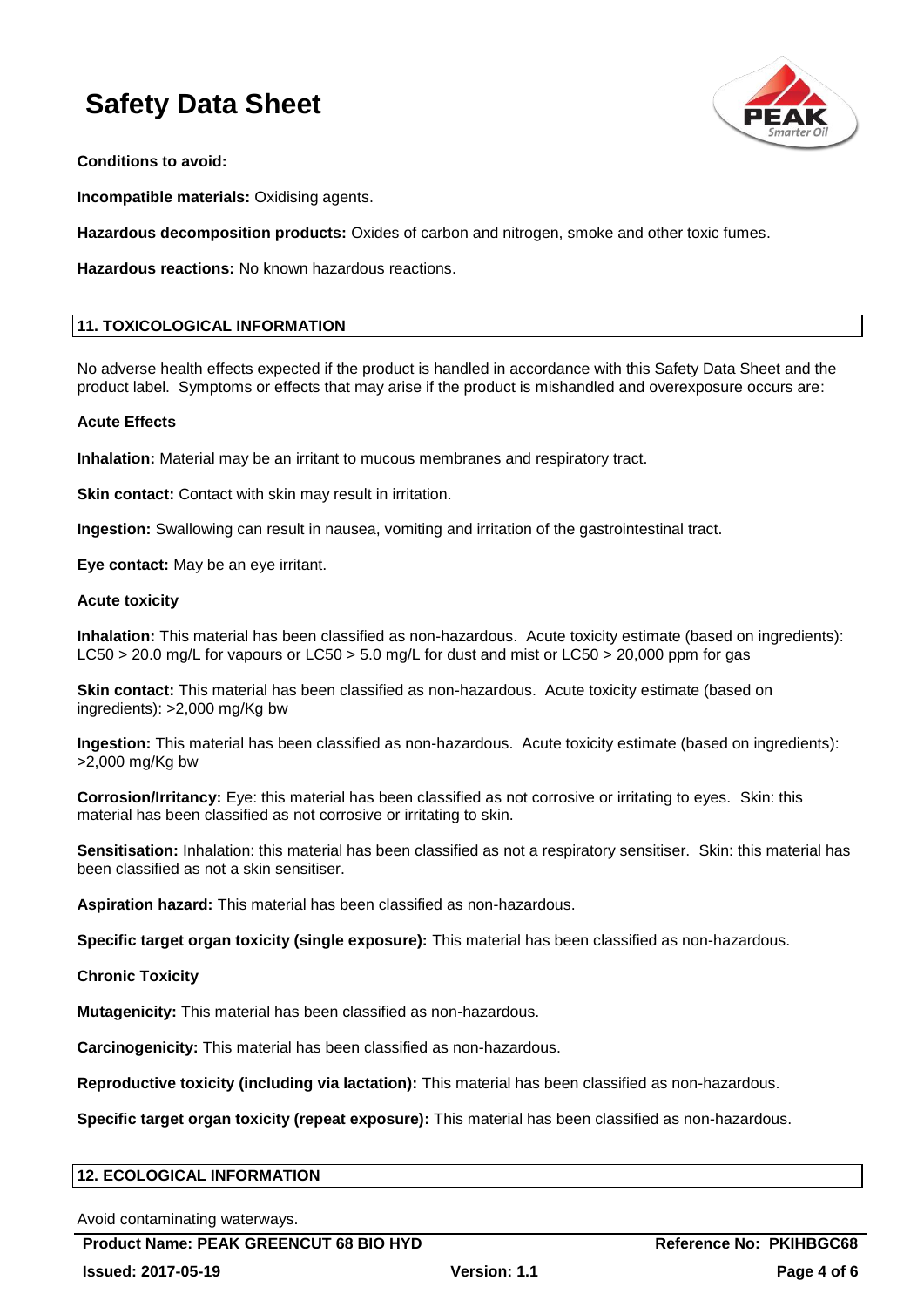**Conditions to avoid:**

**Incompatible materials:** Oxidising agents.

**Hazardous decomposition products:** Oxides of carbon and nitrogen, smoke and other toxic fumes.

**Hazardous reactions:** No known hazardous reactions.

## 11. TOXICOLOGICAL INFORMATION

No adverse health effects expected if the product is handled in accordance with this Safety Data Sheet and the product label. Symptoms or effects that may arise if the product is mishandled and overexposure occurs are:

### Acute Effects

**Inhalation:** Material may be an irritant to mucous membranes and respiratory tract.

**Skin contact:** Contact with skin may result in irritation.

**Ingestion:** Swallowing can result in nausea, vomiting and irritation of the gastrointestinal tract.

**Eye contact:** May be an eye irritant.

### Acute toxicity

**Inhalation:** This material has been classified as non-hazardous. Acute toxicity estimate (based on ingredients): LC50 > 20.0 mg/L for vapours or LC50 > 5.0 mg/L for dust and mist or LC50 > 20,000 ppm for gas

**Skin contact:** This material has been classified as non-hazardous. Acute toxicity estimate (based on ingredients): >2,000 mg/Kg bw

**Ingestion:** This material has been classified as non-hazardous. Acute toxicity estimate (based on ingredients): >2,000 mg/Kg bw

**Corrosion/Irritancy:** Eye: this material has been classified as not corrosive or irritating to eyes. Skin: this material has been classified as not corrosive or irritating to skin.

**Sensitisation:** Inhalation: this material has been classified as not a respiratory sensitiser. Skin: this material has been classified as not a skin sensitiser.

**Aspiration hazard:** This material has been classified as non-hazardous.

**Specific target organ toxicity (single exposure):** This material has been classified as non-hazardous.

### Chronic Toxicity

**Mutagenicity:** This material has been classified as non-hazardous.

**Carcinogenicity:** This material has been classified as non-hazardous.

**Reproductive toxicity (including via lactation):** This material has been classified as non-hazardous.

**Specific target organ toxicity (repeat exposure):** This material has been classified as non-hazardous.

## 12. ECOLOGICAL INFORMATION

Avoid contaminating waterways.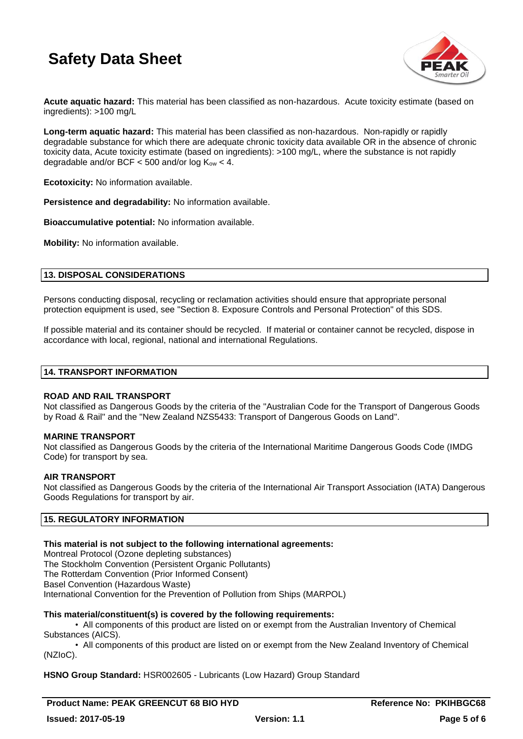**Acute aquatic hazard:** This material has been classified as non-hazardous. Acute toxicity estimate (based on ingredients): >100 mg/L

**Long-term aquatic hazard:** This material has been classified as non-hazardous. Non-rapidly or rapidly degradable substance for which there are adequate chronic toxicity data available OR in the absence of chronic toxicity data, Acute toxicity estimate (based on ingredients): >100 mg/L, where the substance is not rapidly degradable and/or BCF < 500 and/or log $K_{ow}$ < 4.

**Ecotoxicity:** No information available.

**Persistence and degradability:** No information available.

**Bioaccumulative potential:** No information available.

**Mobility:** No information available.

## 13. DISPOSAL CONSIDERATIONS

Persons conducting disposal, recycling or reclamation activities should ensure that appropriate personal protection equipment is used, see "Section 8. Exposure Controls and Personal Protection" of this SDS.

If possible material and its container should be recycled. If material or container cannot be recycled, dispose in accordance with local, regional, national and international Regulations.

## 14. TRANSPORT INFORMATION

**ROAD AND RAIL TRANSPORT**

Not classified as Dangerous Goods by the criteria of the "Australian Code for the Transport of Dangerous Goods by Road & Rail" and the "New Zealand NZS5433: Transport of Dangerous Goods on Land".

**MARINE TRANSPORT**

Not classified as Dangerous Goods by the criteria of the International Maritime Dangerous Goods Code (IMDG Code) for transport by sea.

**AIR TRANSPORT**

Not classified as Dangerous Goods by the criteria of the International Air Transport Association (IATA) Dangerous Goods Regulations for transport by air.

## 15. REGULATORY INFORMATION

**This material is not subject to the following international agreements:**

Montreal Protocol (Ozone depleting substances)
The Stockholm Convention (Persistent Organic Pollutants)
The Rotterdam Convention (Prior Informed Consent)
Basel Convention (Hazardous Waste)
International Convention for the Prevention of Pollution from Ships (MARPOL)

**This material/constituent(s) is covered by the following requirements:**

- All components of this product are listed on or exempt from the Australian Inventory of Chemical Substances (AICS).
- All components of this product are listed on or exempt from the New Zealand Inventory of Chemical (NZIoC).

**HSNO Group Standard:** HSR002605 - Lubricants (Low Hazard) Group Standard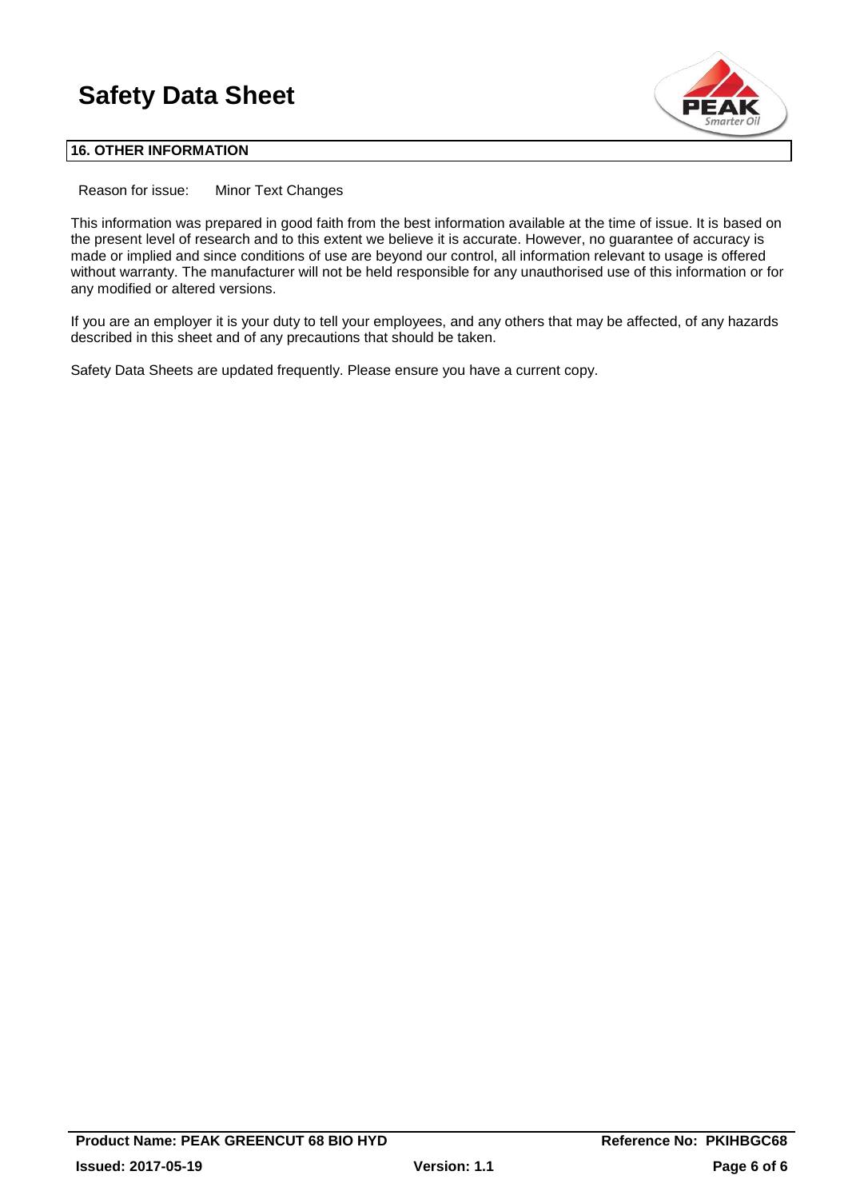## 16. OTHER INFORMATION

Reason for issue: Minor Text Changes

This information was prepared in good faith from the best information available at the time of issue. It is based on the present level of research and to this extent we believe it is accurate. However, no guarantee of accuracy is made or implied and since conditions of use are beyond our control, all information relevant to usage is offered without warranty. The manufacturer will not be held responsible for any unauthorised use of this information or for any modified or altered versions.

If you are an employer it is your duty to tell your employees, and any others that may be affected, of any hazards described in this sheet and of any precautions that should be taken.

Safety Data Sheets are updated frequently. Please ensure you have a current copy.